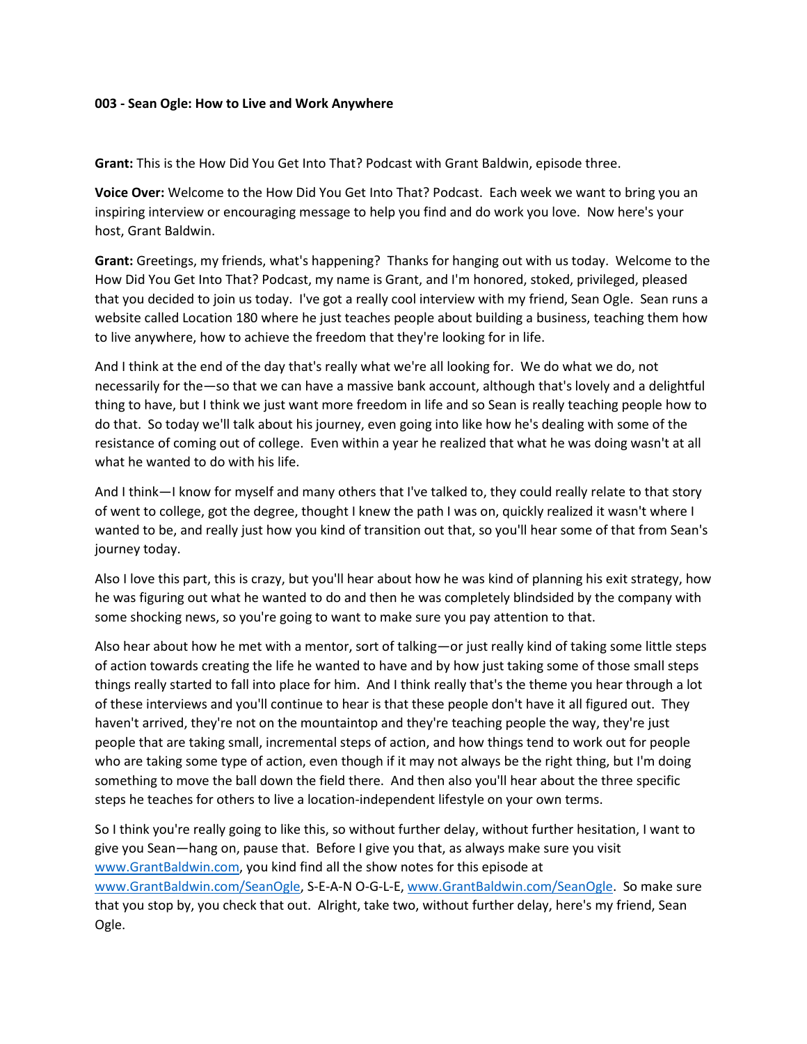**003 - Sean Ogle: How to Live and Work Anywhere**

**Grant:** This is the How Did You Get Into That? Podcast with Grant Baldwin, episode three.

**Voice Over:** Welcome to the How Did You Get Into That? Podcast. Each week we want to bring you an inspiring interview or encouraging message to help you find and do work you love. Now here's your host, Grant Baldwin.

**Grant:** Greetings, my friends, what's happening? Thanks for hanging out with us today. Welcome to the How Did You Get Into That? Podcast, my name is Grant, and I'm honored, stoked, privileged, pleased that you decided to join us today. I've got a really cool interview with my friend, Sean Ogle. Sean runs a website called Location 180 where he just teaches people about building a business, teaching them how to live anywhere, how to achieve the freedom that they're looking for in life.

And I think at the end of the day that's really what we're all looking for. We do what we do, not necessarily for the—so that we can have a massive bank account, although that's lovely and a delightful thing to have, but I think we just want more freedom in life and so Sean is really teaching people how to do that. So today we'll talk about his journey, even going into like how he's dealing with some of the resistance of coming out of college. Even within a year he realized that what he was doing wasn't at all what he wanted to do with his life.

And I think—I know for myself and many others that I've talked to, they could really relate to that story of went to college, got the degree, thought I knew the path I was on, quickly realized it wasn't where I wanted to be, and really just how you kind of transition out that, so you'll hear some of that from Sean's journey today.

Also I love this part, this is crazy, but you'll hear about how he was kind of planning his exit strategy, how he was figuring out what he wanted to do and then he was completely blindsided by the company with some shocking news, so you're going to want to make sure you pay attention to that.

Also hear about how he met with a mentor, sort of talking—or just really kind of taking some little steps of action towards creating the life he wanted to have and by how just taking some of those small steps things really started to fall into place for him. And I think really that's the theme you hear through a lot of these interviews and you'll continue to hear is that these people don't have it all figured out. They haven't arrived, they're not on the mountaintop and they're teaching people the way, they're just people that are taking small, incremental steps of action, and how things tend to work out for people who are taking some type of action, even though if it may not always be the right thing, but I'm doing something to move the ball down the field there. And then also you'll hear about the three specific steps he teaches for others to live a location-independent lifestyle on your own terms.

So I think you're really going to like this, so without further delay, without further hesitation, I want to give you Sean—hang on, pause that. Before I give you that, as always make sure you visit [www.GrantBaldwin.com](http://www.GrantBaldwin.com), you kind find all the show notes for this episode at [www.GrantBaldwin.com/SeanOgle](http://www.GrantBaldwin.com/SeanOgle), S-E-A-N O-G-L-E, [www.GrantBaldwin.com/SeanOgle](http://www.GrantBaldwin.com/SeanOgle). So make sure that you stop by, you check that out. Alright, take two, without further delay, here's my friend, Sean Ogle.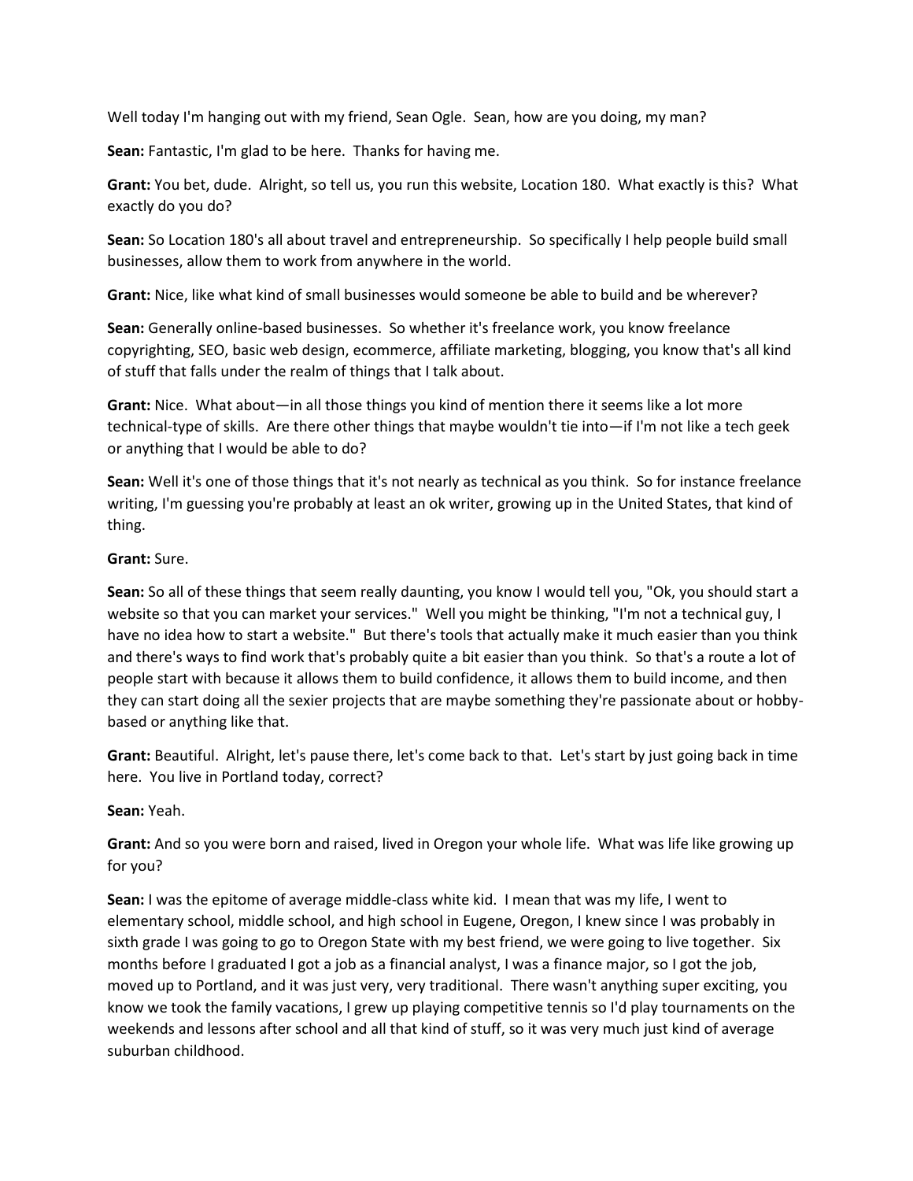Well today I'm hanging out with my friend, Sean Ogle. Sean, how are you doing, my man?

**Sean:** Fantastic, I'm glad to be here. Thanks for having me.

**Grant:** You bet, dude. Alright, so tell us, you run this website, Location 180. What exactly is this? What exactly do you do?

**Sean:** So Location 180's all about travel and entrepreneurship. So specifically I help people build small businesses, allow them to work from anywhere in the world.

**Grant:** Nice, like what kind of small businesses would someone be able to build and be wherever?

**Sean:** Generally online-based businesses. So whether it's freelance work, you know freelance copyrighting, SEO, basic web design, ecommerce, affiliate marketing, blogging, you know that's all kind of stuff that falls under the realm of things that I talk about.

**Grant:** Nice. What about—in all those things you kind of mention there it seems like a lot more technical-type of skills. Are there other things that maybe wouldn't tie into—if I'm not like a tech geek or anything that I would be able to do?

**Sean:** Well it's one of those things that it's not nearly as technical as you think. So for instance freelance writing, I'm guessing you're probably at least an ok writer, growing up in the United States, that kind of thing.

**Grant:** Sure.

**Sean:** So all of these things that seem really daunting, you know I would tell you, "Ok, you should start a website so that you can market your services." Well you might be thinking, "I'm not a technical guy, I have no idea how to start a website." But there's tools that actually make it much easier than you think and there's ways to find work that's probably quite a bit easier than you think. So that's a route a lot of people start with because it allows them to build confidence, it allows them to build income, and then they can start doing all the sexier projects that are maybe something they're passionate about or hobby-based or anything like that.

**Grant:** Beautiful. Alright, let's pause there, let's come back to that. Let's start by just going back in time here. You live in Portland today, correct?

**Sean:** Yeah.

**Grant:** And so you were born and raised, lived in Oregon your whole life. What was life like growing up for you?

**Sean:** I was the epitome of average middle-class white kid. I mean that was my life, I went to elementary school, middle school, and high school in Eugene, Oregon, I knew since I was probably in sixth grade I was going to go to Oregon State with my best friend, we were going to live together. Six months before I graduated I got a job as a financial analyst, I was a finance major, so I got the job, moved up to Portland, and it was just very, very traditional. There wasn't anything super exciting, you know we took the family vacations, I grew up playing competitive tennis so I'd play tournaments on the weekends and lessons after school and all that kind of stuff, so it was very much just kind of average suburban childhood.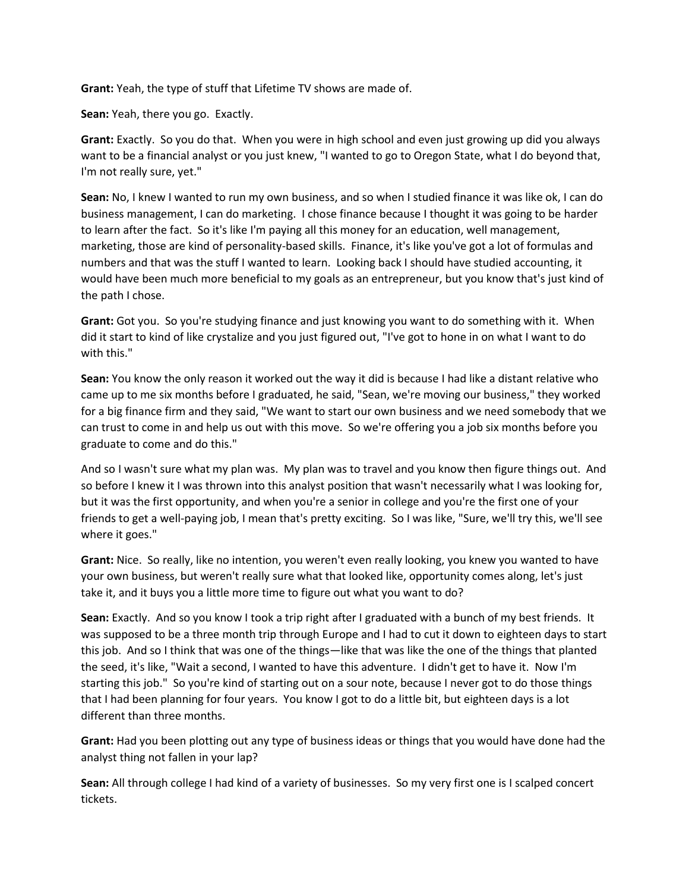**Grant:** Yeah, the type of stuff that Lifetime TV shows are made of.

**Sean:** Yeah, there you go. Exactly.

**Grant:** Exactly. So you do that. When you were in high school and even just growing up did you always want to be a financial analyst or you just knew, "I wanted to go to Oregon State, what I do beyond that, I'm not really sure, yet."

**Sean:** No, I knew I wanted to run my own business, and so when I studied finance it was like ok, I can do business management, I can do marketing. I chose finance because I thought it was going to be harder to learn after the fact. So it's like I'm paying all this money for an education, well management, marketing, those are kind of personality-based skills. Finance, it's like you've got a lot of formulas and numbers and that was the stuff I wanted to learn. Looking back I should have studied accounting, it would have been much more beneficial to my goals as an entrepreneur, but you know that's just kind of the path I chose.

**Grant:** Got you. So you're studying finance and just knowing you want to do something with it. When did it start to kind of like crystalize and you just figured out, "I've got to hone in on what I want to do with this."

**Sean:** You know the only reason it worked out the way it did is because I had like a distant relative who came up to me six months before I graduated, he said, "Sean, we're moving our business," they worked for a big finance firm and they said, "We want to start our own business and we need somebody that we can trust to come in and help us out with this move. So we're offering you a job six months before you graduate to come and do this."

And so I wasn't sure what my plan was. My plan was to travel and you know then figure things out. And so before I knew it I was thrown into this analyst position that wasn't necessarily what I was looking for, but it was the first opportunity, and when you're a senior in college and you're the first one of your friends to get a well-paying job, I mean that's pretty exciting. So I was like, "Sure, we'll try this, we'll see where it goes."

**Grant:** Nice. So really, like no intention, you weren't even really looking, you knew you wanted to have your own business, but weren't really sure what that looked like, opportunity comes along, let's just take it, and it buys you a little more time to figure out what you want to do?

**Sean:** Exactly. And so you know I took a trip right after I graduated with a bunch of my best friends. It was supposed to be a three month trip through Europe and I had to cut it down to eighteen days to start this job. And so I think that was one of the things—like that was like the one of the things that planted the seed, it's like, "Wait a second, I wanted to have this adventure. I didn't get to have it. Now I'm starting this job." So you're kind of starting out on a sour note, because I never got to do those things that I had been planning for four years. You know I got to do a little bit, but eighteen days is a lot different than three months.

**Grant:** Had you been plotting out any type of business ideas or things that you would have done had the analyst thing not fallen in your lap?

**Sean:** All through college I had kind of a variety of businesses. So my very first one is I scalped concert tickets.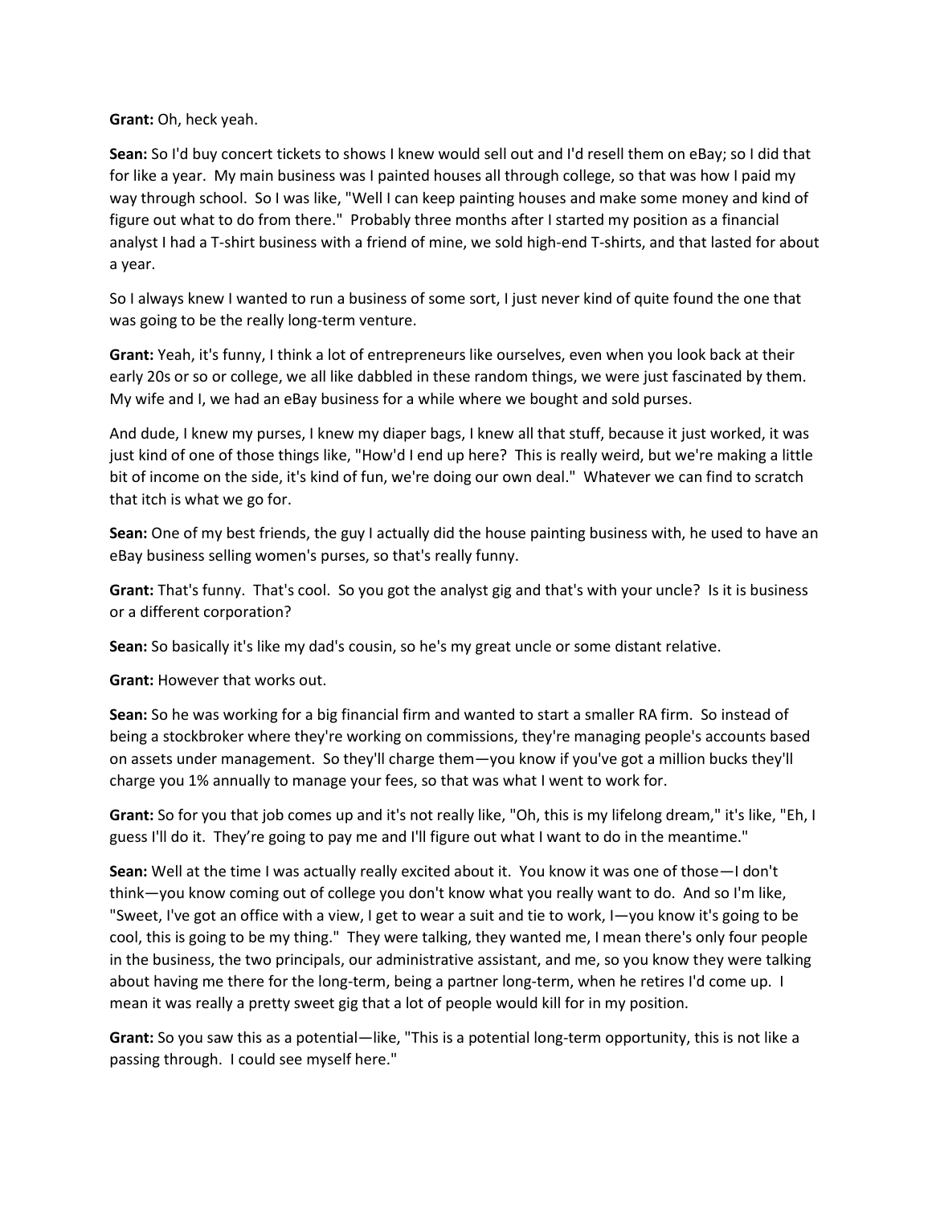**Grant:** Oh, heck yeah.

**Sean:** So I'd buy concert tickets to shows I knew would sell out and I'd resell them on eBay; so I did that for like a year. My main business was I painted houses all through college, so that was how I paid my way through school. So I was like, "Well I can keep painting houses and make some money and kind of figure out what to do from there." Probably three months after I started my position as a financial analyst I had a T-shirt business with a friend of mine, we sold high-end T-shirts, and that lasted for about a year.

So I always knew I wanted to run a business of some sort, I just never kind of quite found the one that was going to be the really long-term venture.

**Grant:** Yeah, it's funny, I think a lot of entrepreneurs like ourselves, even when you look back at their early 20s or so or college, we all like dabbled in these random things, we were just fascinated by them. My wife and I, we had an eBay business for a while where we bought and sold purses.

And dude, I knew my purses, I knew my diaper bags, I knew all that stuff, because it just worked, it was just kind of one of those things like, "How'd I end up here? This is really weird, but we're making a little bit of income on the side, it's kind of fun, we're doing our own deal." Whatever we can find to scratch that itch is what we go for.

**Sean:** One of my best friends, the guy I actually did the house painting business with, he used to have an eBay business selling women's purses, so that's really funny.

**Grant:** That's funny. That's cool. So you got the analyst gig and that's with your uncle? Is it is business or a different corporation?

**Sean:** So basically it's like my dad's cousin, so he's my great uncle or some distant relative.

**Grant:** However that works out.

**Sean:** So he was working for a big financial firm and wanted to start a smaller RA firm. So instead of being a stockbroker where they're working on commissions, they're managing people's accounts based on assets under management. So they'll charge them—you know if you've got a million bucks they'll charge you 1% annually to manage your fees, so that was what I went to work for.

**Grant:** So for you that job comes up and it's not really like, "Oh, this is my lifelong dream," it's like, "Eh, I guess I'll do it. They're going to pay me and I'll figure out what I want to do in the meantime."

**Sean:** Well at the time I was actually really excited about it. You know it was one of those—I don't think—you know coming out of college you don't know what you really want to do. And so I'm like, "Sweet, I've got an office with a view, I get to wear a suit and tie to work, I—you know it's going to be cool, this is going to be my thing." They were talking, they wanted me, I mean there's only four people in the business, the two principals, our administrative assistant, and me, so you know they were talking about having me there for the long-term, being a partner long-term, when he retires I'd come up. I mean it was really a pretty sweet gig that a lot of people would kill for in my position.

**Grant:** So you saw this as a potential—like, "This is a potential long-term opportunity, this is not like a passing through. I could see myself here."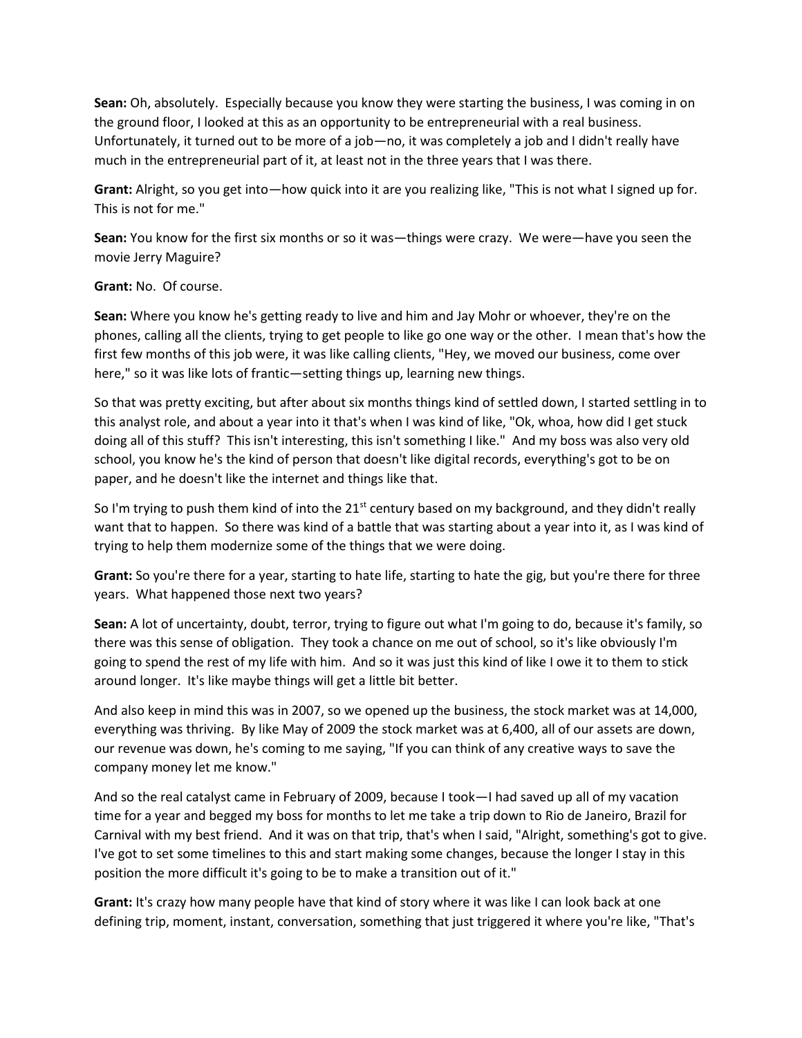**Sean:** Oh, absolutely. Especially because you know they were starting the business, I was coming in on the ground floor, I looked at this as an opportunity to be entrepreneurial with a real business. Unfortunately, it turned out to be more of a job—no, it was completely a job and I didn't really have much in the entrepreneurial part of it, at least not in the three years that I was there.

**Grant:** Alright, so you get into—how quick into it are you realizing like, "This is not what I signed up for. This is not for me."

**Sean:** You know for the first six months or so it was—things were crazy. We were—have you seen the movie Jerry Maguire?

**Grant:** No. Of course.

**Sean:** Where you know he's getting ready to live and him and Jay Mohr or whoever, they're on the phones, calling all the clients, trying to get people to like go one way or the other. I mean that's how the first few months of this job were, it was like calling clients, "Hey, we moved our business, come over here," so it was like lots of frantic—setting things up, learning new things.

So that was pretty exciting, but after about six months things kind of settled down, I started settling in to this analyst role, and about a year into it that's when I was kind of like, "Ok, whoa, how did I get stuck doing all of this stuff? This isn't interesting, this isn't something I like." And my boss was also very old school, you know he's the kind of person that doesn't like digital records, everything's got to be on paper, and he doesn't like the internet and things like that.

So I'm trying to push them kind of into the 21st century based on my background, and they didn't really want that to happen. So there was kind of a battle that was starting about a year into it, as I was kind of trying to help them modernize some of the things that we were doing.

**Grant:** So you're there for a year, starting to hate life, starting to hate the gig, but you're there for three years. What happened those next two years?

**Sean:** A lot of uncertainty, doubt, terror, trying to figure out what I'm going to do, because it's family, so there was this sense of obligation. They took a chance on me out of school, so it's like obviously I'm going to spend the rest of my life with him. And so it was just this kind of like I owe it to them to stick around longer. It's like maybe things will get a little bit better.

And also keep in mind this was in 2007, so we opened up the business, the stock market was at 14,000, everything was thriving. By like May of 2009 the stock market was at 6,400, all of our assets are down, our revenue was down, he's coming to me saying, "If you can think of any creative ways to save the company money let me know."

And so the real catalyst came in February of 2009, because I took—I had saved up all of my vacation time for a year and begged my boss for months to let me take a trip down to Rio de Janeiro, Brazil for Carnival with my best friend. And it was on that trip, that's when I said, "Alright, something's got to give. I've got to set some timelines to this and start making some changes, because the longer I stay in this position the more difficult it's going to be to make a transition out of it."

**Grant:** It's crazy how many people have that kind of story where it was like I can look back at one defining trip, moment, instant, conversation, something that just triggered it where you're like, "That's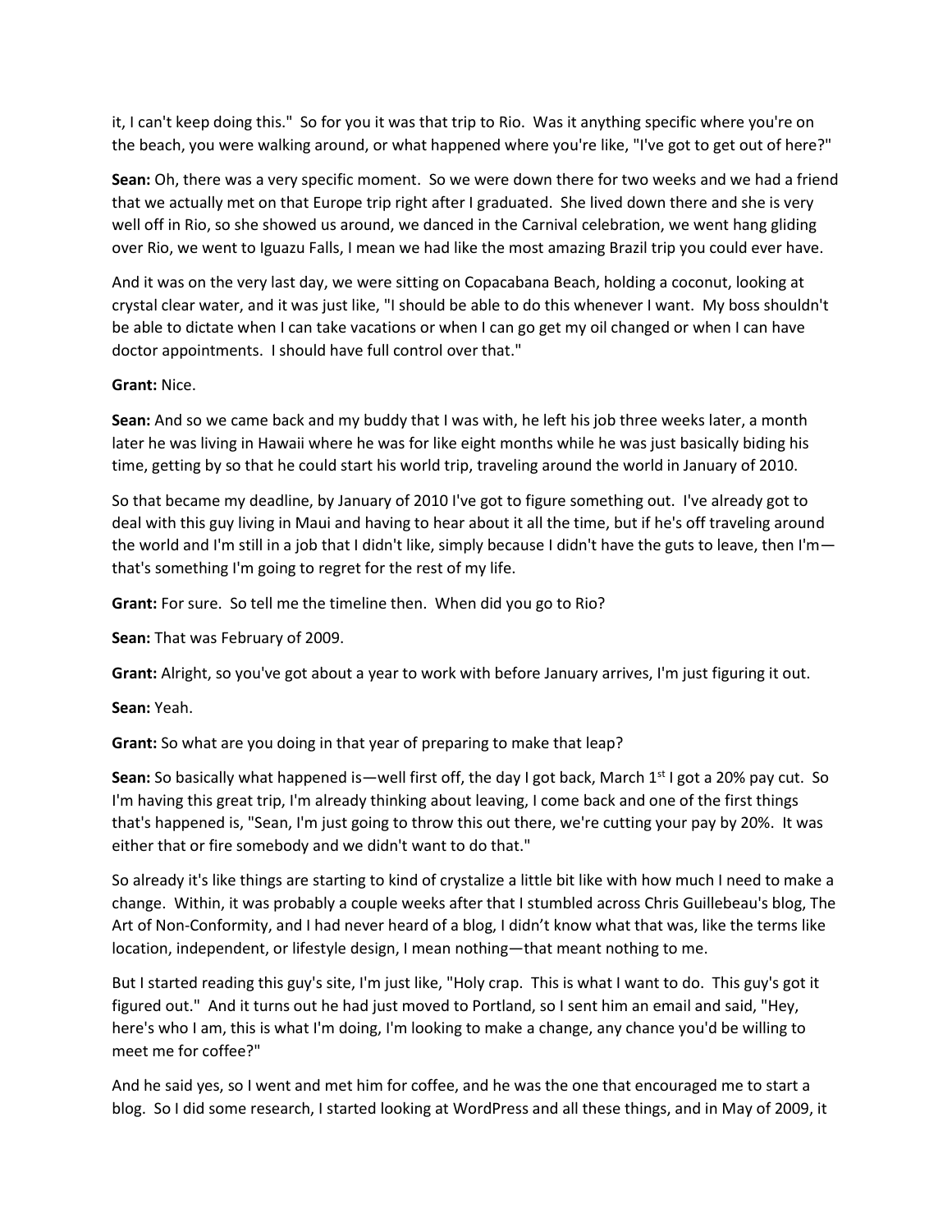it, I can't keep doing this." So for you it was that trip to Rio. Was it anything specific where you're on the beach, you were walking around, or what happened where you're like, "I've got to get out of here?"

**Sean:** Oh, there was a very specific moment. So we were down there for two weeks and we had a friend that we actually met on that Europe trip right after I graduated. She lived down there and she is very well off in Rio, so she showed us around, we danced in the Carnival celebration, we went hang gliding over Rio, we went to Iguazu Falls, I mean we had like the most amazing Brazil trip you could ever have.

And it was on the very last day, we were sitting on Copacabana Beach, holding a coconut, looking at crystal clear water, and it was just like, "I should be able to do this whenever I want. My boss shouldn't be able to dictate when I can take vacations or when I can go get my oil changed or when I can have doctor appointments. I should have full control over that."

**Grant:** Nice.

**Sean:** And so we came back and my buddy that I was with, he left his job three weeks later, a month later he was living in Hawaii where he was for like eight months while he was just basically biding his time, getting by so that he could start his world trip, traveling around the world in January of 2010.

So that became my deadline, by January of 2010 I've got to figure something out. I've already got to deal with this guy living in Maui and having to hear about it all the time, but if he's off traveling around the world and I'm still in a job that I didn't like, simply because I didn't have the guts to leave, then I'm—that's something I'm going to regret for the rest of my life.

**Grant:** For sure. So tell me the timeline then. When did you go to Rio?

**Sean:** That was February of 2009.

**Grant:** Alright, so you've got about a year to work with before January arrives, I'm just figuring it out.

**Sean:** Yeah.

**Grant:** So what are you doing in that year of preparing to make that leap?

**Sean:** So basically what happened is—well first off, the day I got back, March 1st I got a 20% pay cut. So I'm having this great trip, I'm already thinking about leaving, I come back and one of the first things that's happened is, "Sean, I'm just going to throw this out there, we're cutting your pay by 20%. It was either that or fire somebody and we didn't want to do that."

So already it's like things are starting to kind of crystalize a little bit like with how much I need to make a change. Within, it was probably a couple weeks after that I stumbled across Chris Guillebeau's blog, The Art of Non-Conformity, and I had never heard of a blog, I didn't know what that was, like the terms like location, independent, or lifestyle design, I mean nothing—that meant nothing to me.

But I started reading this guy's site, I'm just like, "Holy crap. This is what I want to do. This guy's got it figured out." And it turns out he had just moved to Portland, so I sent him an email and said, "Hey, here's who I am, this is what I'm doing, I'm looking to make a change, any chance you'd be willing to meet me for coffee?"

And he said yes, so I went and met him for coffee, and he was the one that encouraged me to start a blog. So I did some research, I started looking at WordPress and all these things, and in May of 2009, it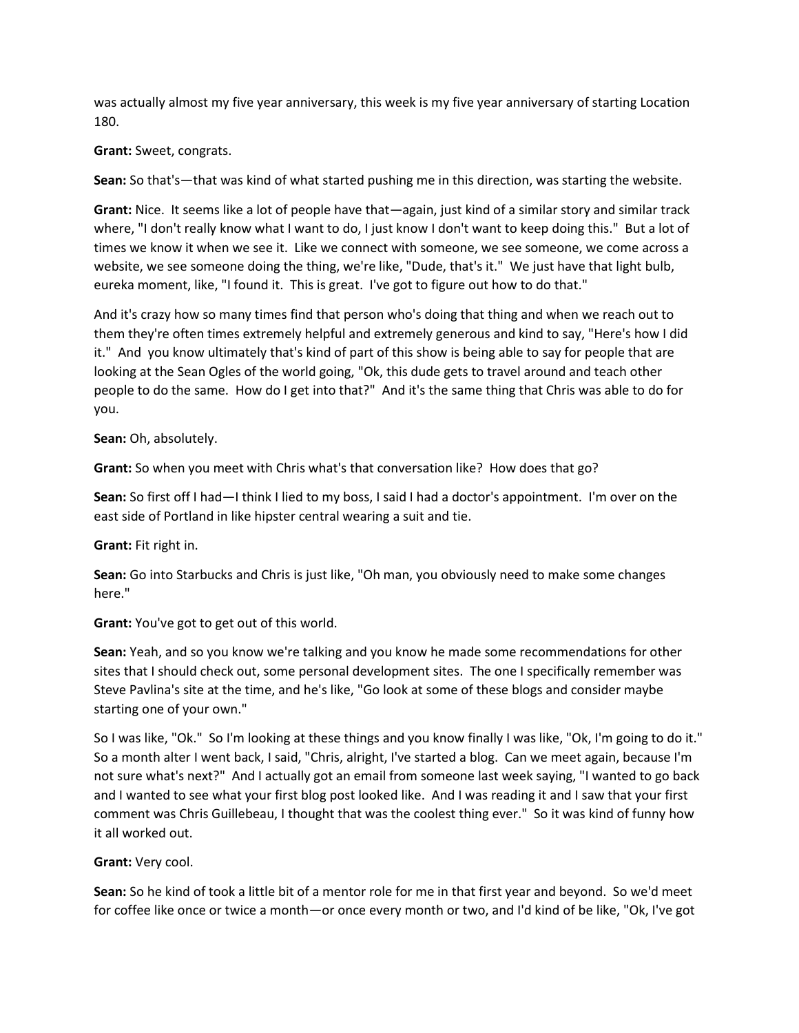was actually almost my five year anniversary, this week is my five year anniversary of starting Location 180.

**Grant:** Sweet, congrats.

**Sean:** So that's—that was kind of what started pushing me in this direction, was starting the website.

**Grant:** Nice. It seems like a lot of people have that—again, just kind of a similar story and similar track where, "I don't really know what I want to do, I just know I don't want to keep doing this." But a lot of times we know it when we see it. Like we connect with someone, we see someone, we come across a website, we see someone doing the thing, we're like, "Dude, that's it." We just have that light bulb, eureka moment, like, "I found it. This is great. I've got to figure out how to do that."

And it's crazy how so many times find that person who's doing that thing and when we reach out to them they're often times extremely helpful and extremely generous and kind to say, "Here's how I did it." And you know ultimately that's kind of part of this show is being able to say for people that are looking at the Sean Ogles of the world going, "Ok, this dude gets to travel around and teach other people to do the same. How do I get into that?" And it's the same thing that Chris was able to do for you.

**Sean:** Oh, absolutely.

**Grant:** So when you meet with Chris what's that conversation like? How does that go?

**Sean:** So first off I had—I think I lied to my boss, I said I had a doctor's appointment. I'm over on the east side of Portland in like hipster central wearing a suit and tie.

**Grant:** Fit right in.

**Sean:** Go into Starbucks and Chris is just like, "Oh man, you obviously need to make some changes here."

**Grant:** You've got to get out of this world.

**Sean:** Yeah, and so you know we're talking and you know he made some recommendations for other sites that I should check out, some personal development sites. The one I specifically remember was Steve Pavlina's site at the time, and he's like, "Go look at some of these blogs and consider maybe starting one of your own."

So I was like, "Ok." So I'm looking at these things and you know finally I was like, "Ok, I'm going to do it." So a month alter I went back, I said, "Chris, alright, I've started a blog. Can we meet again, because I'm not sure what's next?" And I actually got an email from someone last week saying, "I wanted to go back and I wanted to see what your first blog post looked like. And I was reading it and I saw that your first comment was Chris Guillebeau, I thought that was the coolest thing ever." So it was kind of funny how it all worked out.

**Grant:** Very cool.

**Sean:** So he kind of took a little bit of a mentor role for me in that first year and beyond. So we'd meet for coffee like once or twice a month—or once every month or two, and I'd kind of be like, "Ok, I've got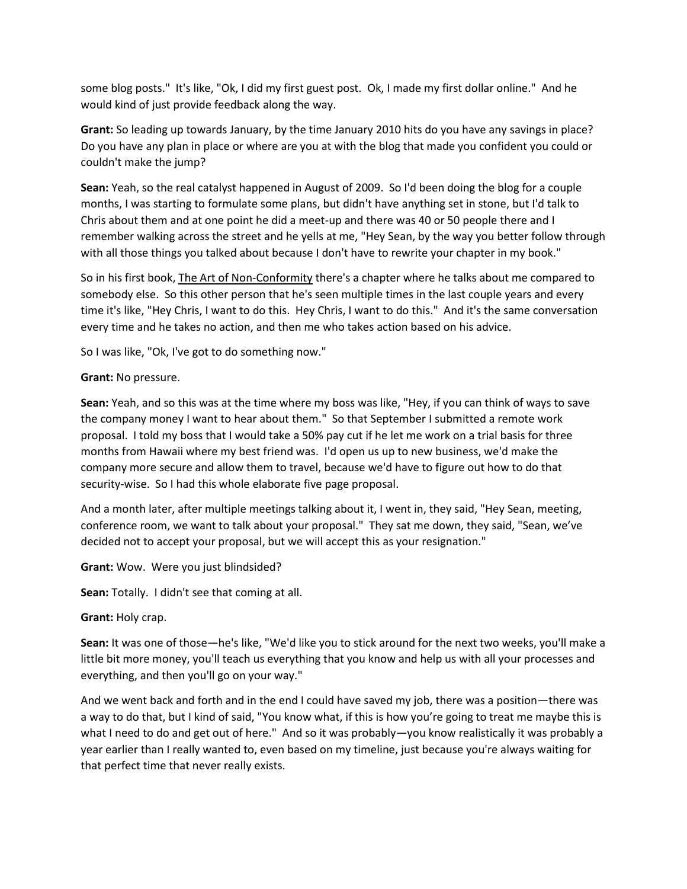some blog posts." It's like, "Ok, I did my first guest post. Ok, I made my first dollar online." And he would kind of just provide feedback along the way.

**Grant:** So leading up towards January, by the time January 2010 hits do you have any savings in place? Do you have any plan in place or where are you at with the blog that made you confident you could or couldn't make the jump?

**Sean:** Yeah, so the real catalyst happened in August of 2009. So I'd been doing the blog for a couple months, I was starting to formulate some plans, but didn't have anything set in stone, but I'd talk to Chris about them and at one point he did a meet-up and there was 40 or 50 people there and I remember walking across the street and he yells at me, "Hey Sean, by the way you better follow through with all those things you talked about because I don't have to rewrite your chapter in my book."

So in his first book, The Art of Non-Conformity there's a chapter where he talks about me compared to somebody else. So this other person that he's seen multiple times in the last couple years and every time it's like, "Hey Chris, I want to do this. Hey Chris, I want to do this." And it's the same conversation every time and he takes no action, and then me who takes action based on his advice.

So I was like, "Ok, I've got to do something now."

**Grant:** No pressure.

**Sean:** Yeah, and so this was at the time where my boss was like, "Hey, if you can think of ways to save the company money I want to hear about them." So that September I submitted a remote work proposal. I told my boss that I would take a 50% pay cut if he let me work on a trial basis for three months from Hawaii where my best friend was. I'd open us up to new business, we'd make the company more secure and allow them to travel, because we'd have to figure out how to do that security-wise. So I had this whole elaborate five page proposal.

And a month later, after multiple meetings talking about it, I went in, they said, "Hey Sean, meeting, conference room, we want to talk about your proposal." They sat me down, they said, "Sean, we've decided not to accept your proposal, but we will accept this as your resignation."

**Grant:** Wow. Were you just blindsided?

**Sean:** Totally. I didn't see that coming at all.

**Grant:** Holy crap.

**Sean:** It was one of those—he's like, "We'd like you to stick around for the next two weeks, you'll make a little bit more money, you'll teach us everything that you know and help us with all your processes and everything, and then you'll go on your way."

And we went back and forth and in the end I could have saved my job, there was a position—there was a way to do that, but I kind of said, "You know what, if this is how you're going to treat me maybe this is what I need to do and get out of here." And so it was probably—you know realistically it was probably a year earlier than I really wanted to, even based on my timeline, just because you're always waiting for that perfect time that never really exists.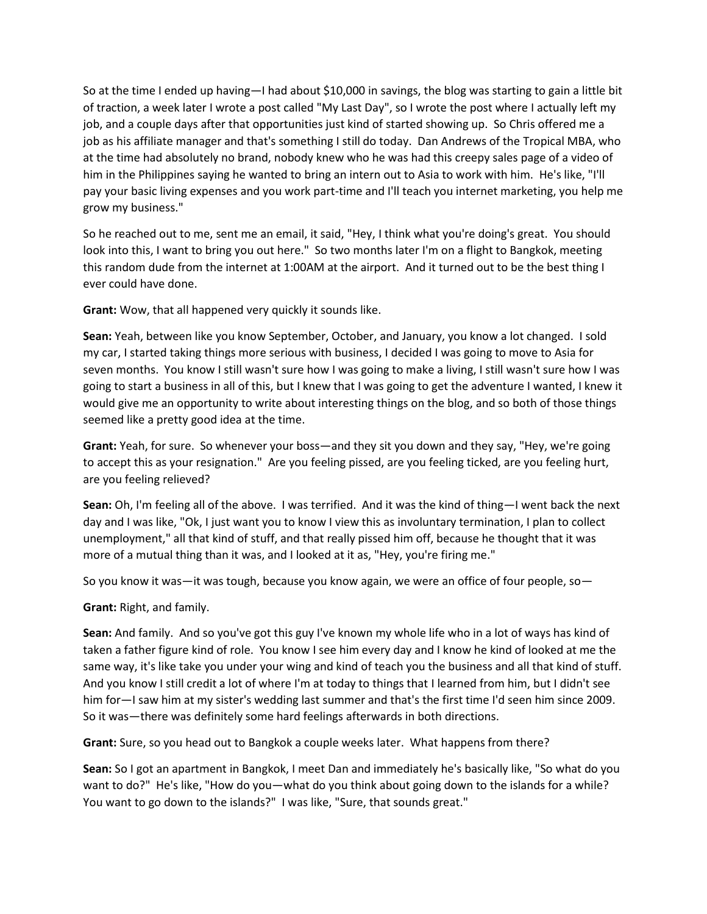So at the time I ended up having—I had about $10,000 in savings, the blog was starting to gain a little bit of traction, a week later I wrote a post called "My Last Day", so I wrote the post where I actually left my job, and a couple days after that opportunities just kind of started showing up. So Chris offered me a job as his affiliate manager and that's something I still do today. Dan Andrews of the Tropical MBA, who at the time had absolutely no brand, nobody knew who he was had this creepy sales page of a video of him in the Philippines saying he wanted to bring an intern out to Asia to work with him. He's like, "I'll pay your basic living expenses and you work part-time and I'll teach you internet marketing, you help me grow my business."

So he reached out to me, sent me an email, it said, "Hey, I think what you're doing's great. You should look into this, I want to bring you out here." So two months later I'm on a flight to Bangkok, meeting this random dude from the internet at 1:00AM at the airport. And it turned out to be the best thing I ever could have done.

**Grant:** Wow, that all happened very quickly it sounds like.

**Sean:** Yeah, between like you know September, October, and January, you know a lot changed. I sold my car, I started taking things more serious with business, I decided I was going to move to Asia for seven months. You know I still wasn't sure how I was going to make a living, I still wasn't sure how I was going to start a business in all of this, but I knew that I was going to get the adventure I wanted, I knew it would give me an opportunity to write about interesting things on the blog, and so both of those things seemed like a pretty good idea at the time.

**Grant:** Yeah, for sure. So whenever your boss—and they sit you down and they say, "Hey, we're going to accept this as your resignation." Are you feeling pissed, are you feeling ticked, are you feeling hurt, are you feeling relieved?

**Sean:** Oh, I'm feeling all of the above. I was terrified. And it was the kind of thing—I went back the next day and I was like, "Ok, I just want you to know I view this as involuntary termination, I plan to collect unemployment," all that kind of stuff, and that really pissed him off, because he thought that it was more of a mutual thing than it was, and I looked at it as, "Hey, you're firing me."

So you know it was—it was tough, because you know again, we were an office of four people, so—

**Grant:** Right, and family.

**Sean:** And family. And so you've got this guy I've known my whole life who in a lot of ways has kind of taken a father figure kind of role. You know I see him every day and I know he kind of looked at me the same way, it's like take you under your wing and kind of teach you the business and all that kind of stuff. And you know I still credit a lot of where I'm at today to things that I learned from him, but I didn't see him for—I saw him at my sister's wedding last summer and that's the first time I'd seen him since 2009. So it was—there was definitely some hard feelings afterwards in both directions.

**Grant:** Sure, so you head out to Bangkok a couple weeks later. What happens from there?

**Sean:** So I got an apartment in Bangkok, I meet Dan and immediately he's basically like, "So what do you want to do?" He's like, "How do you—what do you think about going down to the islands for a while? You want to go down to the islands?" I was like, "Sure, that sounds great."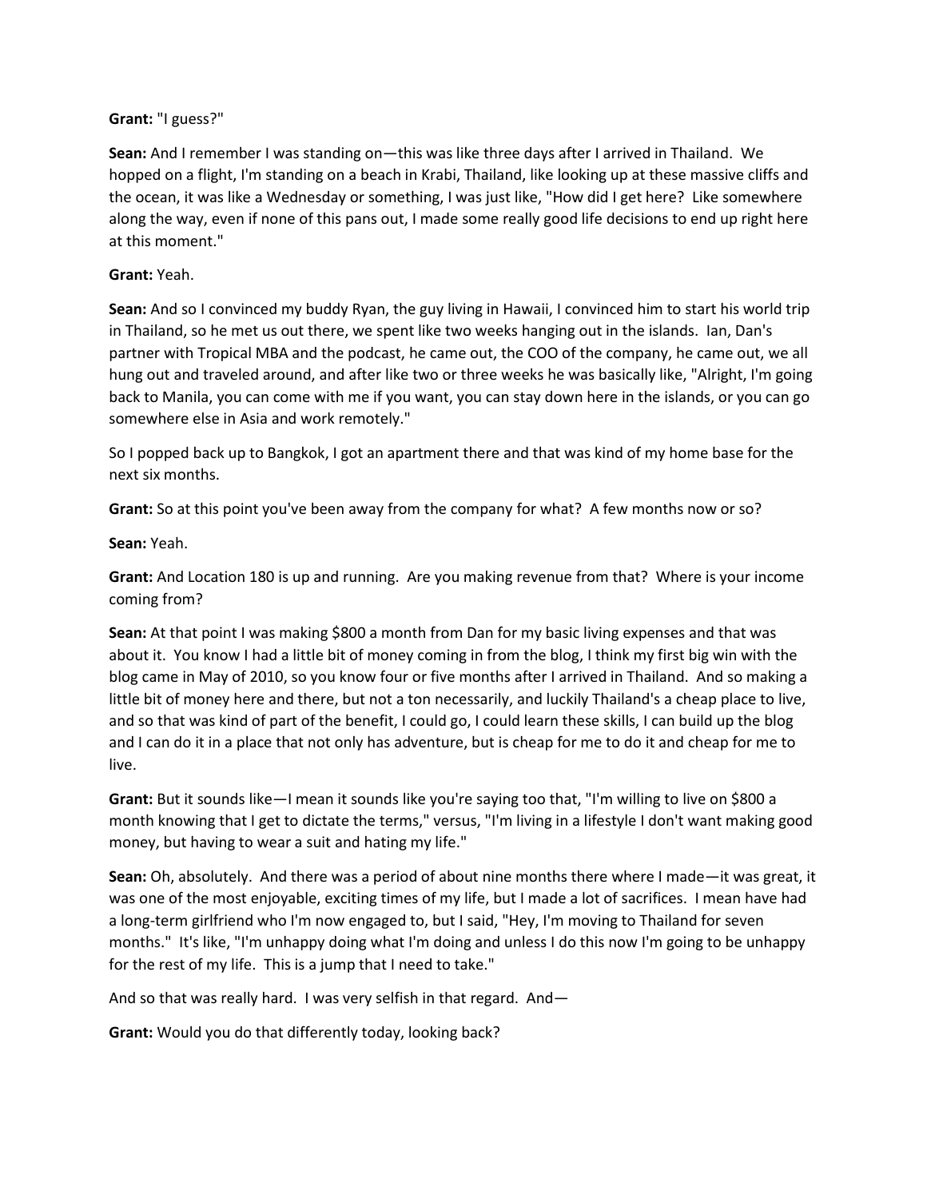**Grant:** "I guess?"

**Sean:** And I remember I was standing on—this was like three days after I arrived in Thailand. We hopped on a flight, I'm standing on a beach in Krabi, Thailand, like looking up at these massive cliffs and the ocean, it was like a Wednesday or something, I was just like, "How did I get here? Like somewhere along the way, even if none of this pans out, I made some really good life decisions to end up right here at this moment."

**Grant:** Yeah.

**Sean:** And so I convinced my buddy Ryan, the guy living in Hawaii, I convinced him to start his world trip in Thailand, so he met us out there, we spent like two weeks hanging out in the islands. Ian, Dan's partner with Tropical MBA and the podcast, he came out, the COO of the company, he came out, we all hung out and traveled around, and after like two or three weeks he was basically like, "Alright, I'm going back to Manila, you can come with me if you want, you can stay down here in the islands, or you can go somewhere else in Asia and work remotely."

So I popped back up to Bangkok, I got an apartment there and that was kind of my home base for the next six months.

**Grant:** So at this point you've been away from the company for what? A few months now or so?

**Sean:** Yeah.

**Grant:** And Location 180 is up and running. Are you making revenue from that? Where is your income coming from?

**Sean:** At that point I was making $800 a month from Dan for my basic living expenses and that was about it. You know I had a little bit of money coming in from the blog, I think my first big win with the blog came in May of 2010, so you know four or five months after I arrived in Thailand. And so making a little bit of money here and there, but not a ton necessarily, and luckily Thailand's a cheap place to live, and so that was kind of part of the benefit, I could go, I could learn these skills, I can build up the blog and I can do it in a place that not only has adventure, but is cheap for me to do it and cheap for me to live.

**Grant:** But it sounds like—I mean it sounds like you're saying too that, "I'm willing to live on $800 a month knowing that I get to dictate the terms," versus, "I'm living in a lifestyle I don't want making good money, but having to wear a suit and hating my life."

**Sean:** Oh, absolutely. And there was a period of about nine months there where I made—it was great, it was one of the most enjoyable, exciting times of my life, but I made a lot of sacrifices. I mean have had a long-term girlfriend who I'm now engaged to, but I said, "Hey, I'm moving to Thailand for seven months." It's like, "I'm unhappy doing what I'm doing and unless I do this now I'm going to be unhappy for the rest of my life. This is a jump that I need to take."

And so that was really hard. I was very selfish in that regard. And—

**Grant:** Would you do that differently today, looking back?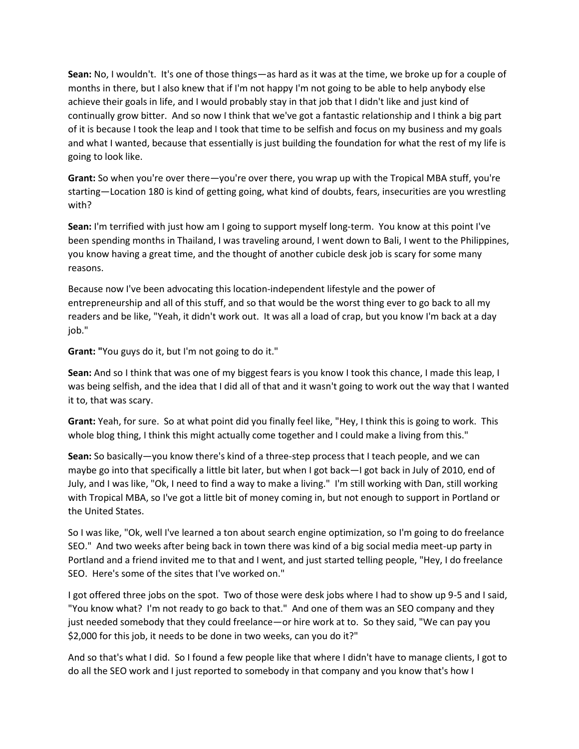**Sean:** No, I wouldn't. It's one of those things—as hard as it was at the time, we broke up for a couple of months in there, but I also knew that if I'm not happy I'm not going to be able to help anybody else achieve their goals in life, and I would probably stay in that job that I didn't like and just kind of continually grow bitter. And so now I think that we've got a fantastic relationship and I think a big part of it is because I took the leap and I took that time to be selfish and focus on my business and my goals and what I wanted, because that essentially is just building the foundation for what the rest of my life is going to look like.

**Grant:** So when you're over there—you're over there, you wrap up with the Tropical MBA stuff, you're starting—Location 180 is kind of getting going, what kind of doubts, fears, insecurities are you wrestling with?

**Sean:** I'm terrified with just how am I going to support myself long-term. You know at this point I've been spending months in Thailand, I was traveling around, I went down to Bali, I went to the Philippines, you know having a great time, and the thought of another cubicle desk job is scary for some many reasons.

Because now I've been advocating this location-independent lifestyle and the power of entrepreneurship and all of this stuff, and so that would be the worst thing ever to go back to all my readers and be like, "Yeah, it didn't work out. It was all a load of crap, but you know I'm back at a day job."

**Grant: "**You guys do it, but I'm not going to do it."

**Sean:** And so I think that was one of my biggest fears is you know I took this chance, I made this leap, I was being selfish, and the idea that I did all of that and it wasn't going to work out the way that I wanted it to, that was scary.

**Grant:** Yeah, for sure. So at what point did you finally feel like, "Hey, I think this is going to work. This whole blog thing, I think this might actually come together and I could make a living from this."

**Sean:** So basically—you know there's kind of a three-step process that I teach people, and we can maybe go into that specifically a little bit later, but when I got back—I got back in July of 2010, end of July, and I was like, "Ok, I need to find a way to make a living." I'm still working with Dan, still working with Tropical MBA, so I've got a little bit of money coming in, but not enough to support in Portland or the United States.

So I was like, "Ok, well I've learned a ton about search engine optimization, so I'm going to do freelance SEO." And two weeks after being back in town there was kind of a big social media meet-up party in Portland and a friend invited me to that and I went, and just started telling people, "Hey, I do freelance SEO. Here's some of the sites that I've worked on."

I got offered three jobs on the spot. Two of those were desk jobs where I had to show up 9-5 and I said, "You know what? I'm not ready to go back to that." And one of them was an SEO company and they just needed somebody that they could freelance—or hire work at to. So they said, "We can pay you $2,000 for this job, it needs to be done in two weeks, can you do it?"

And so that's what I did. So I found a few people like that where I didn't have to manage clients, I got to do all the SEO work and I just reported to somebody in that company and you know that's how I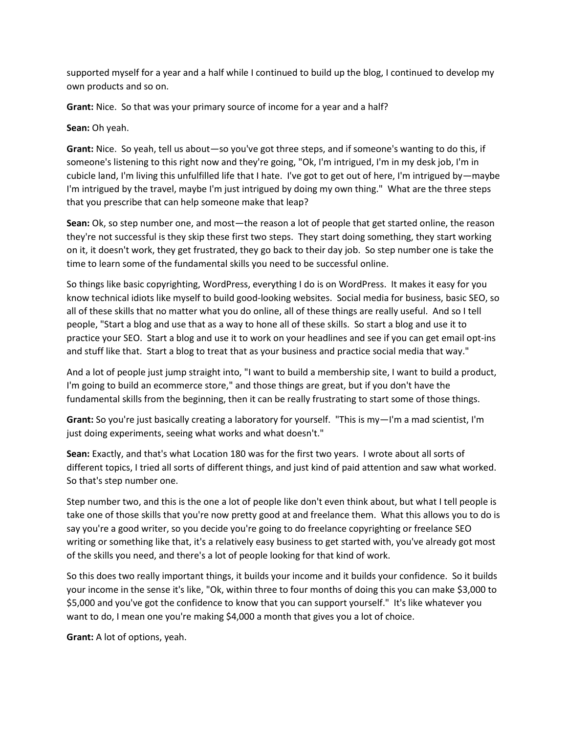supported myself for a year and a half while I continued to build up the blog, I continued to develop my own products and so on.

**Grant:** Nice. So that was your primary source of income for a year and a half?

**Sean:** Oh yeah.

**Grant:** Nice. So yeah, tell us about—so you've got three steps, and if someone's wanting to do this, if someone's listening to this right now and they're going, "Ok, I'm intrigued, I'm in my desk job, I'm in cubicle land, I'm living this unfulfilled life that I hate. I've got to get out of here, I'm intrigued by—maybe I'm intrigued by the travel, maybe I'm just intrigued by doing my own thing." What are the three steps that you prescribe that can help someone make that leap?

**Sean:** Ok, so step number one, and most—the reason a lot of people that get started online, the reason they're not successful is they skip these first two steps. They start doing something, they start working on it, it doesn't work, they get frustrated, they go back to their day job. So step number one is take the time to learn some of the fundamental skills you need to be successful online.

So things like basic copyrighting, WordPress, everything I do is on WordPress. It makes it easy for you know technical idiots like myself to build good-looking websites. Social media for business, basic SEO, so all of these skills that no matter what you do online, all of these things are really useful. And so I tell people, "Start a blog and use that as a way to hone all of these skills. So start a blog and use it to practice your SEO. Start a blog and use it to work on your headlines and see if you can get email opt-ins and stuff like that. Start a blog to treat that as your business and practice social media that way."

And a lot of people just jump straight into, "I want to build a membership site, I want to build a product, I'm going to build an ecommerce store," and those things are great, but if you don't have the fundamental skills from the beginning, then it can be really frustrating to start some of those things.

**Grant:** So you're just basically creating a laboratory for yourself. "This is my—I'm a mad scientist, I'm just doing experiments, seeing what works and what doesn't."

**Sean:** Exactly, and that's what Location 180 was for the first two years. I wrote about all sorts of different topics, I tried all sorts of different things, and just kind of paid attention and saw what worked. So that's step number one.

Step number two, and this is the one a lot of people like don't even think about, but what I tell people is take one of those skills that you're now pretty good at and freelance them. What this allows you to do is say you're a good writer, so you decide you're going to do freelance copyrighting or freelance SEO writing or something like that, it's a relatively easy business to get started with, you've already got most of the skills you need, and there's a lot of people looking for that kind of work.

So this does two really important things, it builds your income and it builds your confidence. So it builds your income in the sense it's like, "Ok, within three to four months of doing this you can make $3,000 to $5,000 and you've got the confidence to know that you can support yourself." It's like whatever you want to do, I mean one you're making $4,000 a month that gives you a lot of choice.

**Grant:** A lot of options, yeah.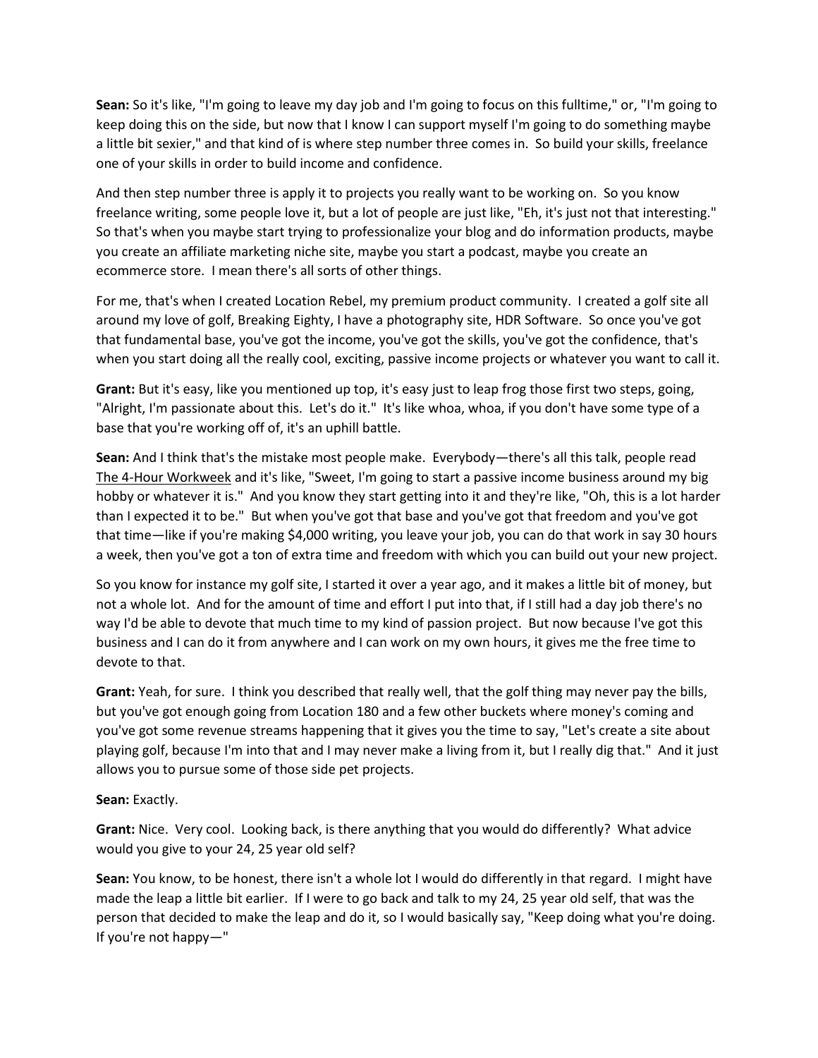**Sean:** So it's like, "I'm going to leave my day job and I'm going to focus on this fulltime," or, "I'm going to keep doing this on the side, but now that I know I can support myself I'm going to do something maybe a little bit sexier," and that kind of is where step number three comes in. So build your skills, freelance one of your skills in order to build income and confidence.

And then step number three is apply it to projects you really want to be working on. So you know freelance writing, some people love it, but a lot of people are just like, "Eh, it's just not that interesting." So that's when you maybe start trying to professionalize your blog and do information products, maybe you create an affiliate marketing niche site, maybe you start a podcast, maybe you create an ecommerce store. I mean there's all sorts of other things.

For me, that's when I created Location Rebel, my premium product community. I created a golf site all around my love of golf, Breaking Eighty, I have a photography site, HDR Software. So once you've got that fundamental base, you've got the income, you've got the skills, you've got the confidence, that's when you start doing all the really cool, exciting, passive income projects or whatever you want to call it.

**Grant:** But it's easy, like you mentioned up top, it's easy just to leap frog those first two steps, going, "Alright, I'm passionate about this. Let's do it." It's like whoa, whoa, if you don't have some type of a base that you're working off of, it's an uphill battle.

**Sean:** And I think that's the mistake most people make. Everybody—there's all this talk, people read The 4-Hour Workweek and it's like, "Sweet, I'm going to start a passive income business around my big hobby or whatever it is." And you know they start getting into it and they're like, "Oh, this is a lot harder than I expected it to be." But when you've got that base and you've got that freedom and you've got that time—like if you're making $4,000 writing, you leave your job, you can do that work in say 30 hours a week, then you've got a ton of extra time and freedom with which you can build out your new project.

So you know for instance my golf site, I started it over a year ago, and it makes a little bit of money, but not a whole lot. And for the amount of time and effort I put into that, if I still had a day job there's no way I'd be able to devote that much time to my kind of passion project. But now because I've got this business and I can do it from anywhere and I can work on my own hours, it gives me the free time to devote to that.

**Grant:** Yeah, for sure. I think you described that really well, that the golf thing may never pay the bills, but you've got enough going from Location 180 and a few other buckets where money's coming and you've got some revenue streams happening that it gives you the time to say, "Let's create a site about playing golf, because I'm into that and I may never make a living from it, but I really dig that." And it just allows you to pursue some of those side pet projects.

**Sean:** Exactly.

**Grant:** Nice. Very cool. Looking back, is there anything that you would do differently? What advice would you give to your 24, 25 year old self?

**Sean:** You know, to be honest, there isn't a whole lot I would do differently in that regard. I might have made the leap a little bit earlier. If I were to go back and talk to my 24, 25 year old self, that was the person that decided to make the leap and do it, so I would basically say, "Keep doing what you're doing. If you're not happy—"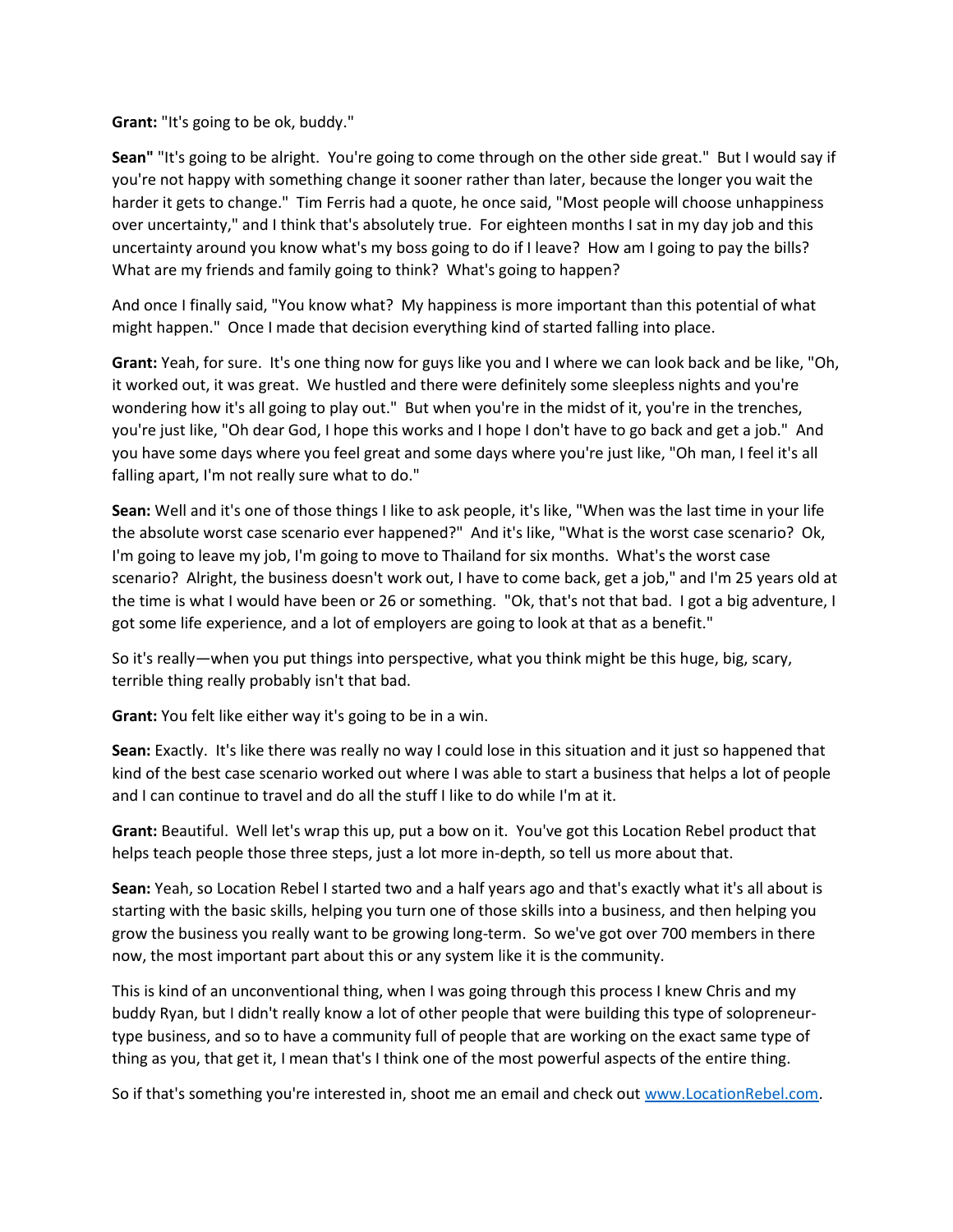**Grant:** "It's going to be ok, buddy."

**Sean"** "It's going to be alright. You're going to come through on the other side great." But I would say if you're not happy with something change it sooner rather than later, because the longer you wait the harder it gets to change." Tim Ferris had a quote, he once said, "Most people will choose unhappiness over uncertainty," and I think that's absolutely true. For eighteen months I sat in my day job and this uncertainty around you know what's my boss going to do if I leave? How am I going to pay the bills? What are my friends and family going to think? What's going to happen?

And once I finally said, "You know what? My happiness is more important than this potential of what might happen." Once I made that decision everything kind of started falling into place.

**Grant:** Yeah, for sure. It's one thing now for guys like you and I where we can look back and be like, "Oh, it worked out, it was great. We hustled and there were definitely some sleepless nights and you're wondering how it's all going to play out." But when you're in the midst of it, you're in the trenches, you're just like, "Oh dear God, I hope this works and I hope I don't have to go back and get a job." And you have some days where you feel great and some days where you're just like, "Oh man, I feel it's all falling apart, I'm not really sure what to do."

**Sean:** Well and it's one of those things I like to ask people, it's like, "When was the last time in your life the absolute worst case scenario ever happened?" And it's like, "What is the worst case scenario? Ok, I'm going to leave my job, I'm going to move to Thailand for six months. What's the worst case scenario? Alright, the business doesn't work out, I have to come back, get a job," and I'm 25 years old at the time is what I would have been or 26 or something. "Ok, that's not that bad. I got a big adventure, I got some life experience, and a lot of employers are going to look at that as a benefit."

So it's really—when you put things into perspective, what you think might be this huge, big, scary, terrible thing really probably isn't that bad.

**Grant:** You felt like either way it's going to be in a win.

**Sean:** Exactly. It's like there was really no way I could lose in this situation and it just so happened that kind of the best case scenario worked out where I was able to start a business that helps a lot of people and I can continue to travel and do all the stuff I like to do while I'm at it.

**Grant:** Beautiful. Well let's wrap this up, put a bow on it. You've got this Location Rebel product that helps teach people those three steps, just a lot more in-depth, so tell us more about that.

**Sean:** Yeah, so Location Rebel I started two and a half years ago and that's exactly what it's all about is starting with the basic skills, helping you turn one of those skills into a business, and then helping you grow the business you really want to be growing long-term. So we've got over 700 members in there now, the most important part about this or any system like it is the community.

This is kind of an unconventional thing, when I was going through this process I knew Chris and my buddy Ryan, but I didn't really know a lot of other people that were building this type of solopreneur-type business, and so to have a community full of people that are working on the exact same type of thing as you, that get it, I mean that's I think one of the most powerful aspects of the entire thing.

So if that's something you're interested in, shoot me an email and check out [www.LocationRebel.com](http://www.LocationRebel.com).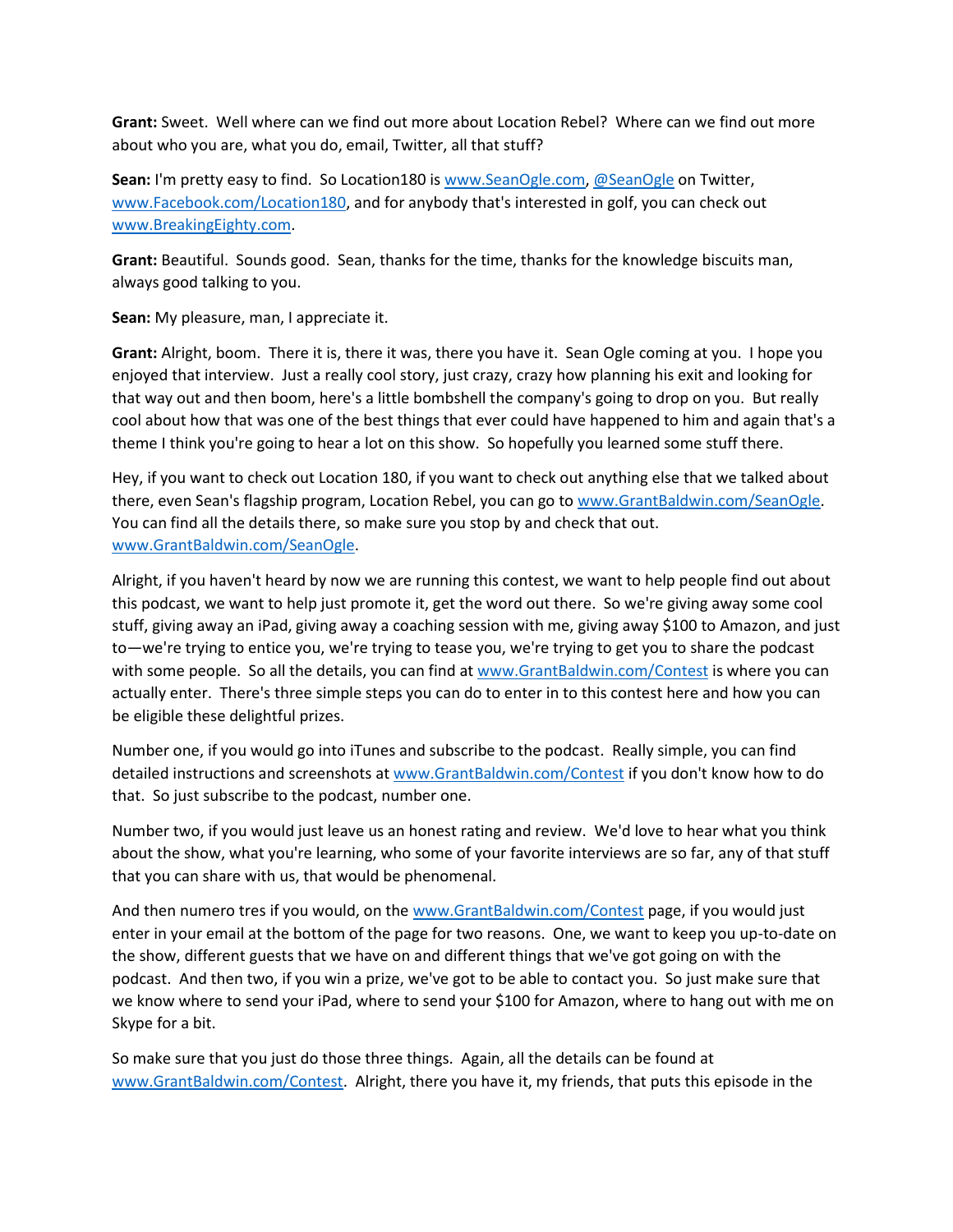**Grant:** Sweet. Well where can we find out more about Location Rebel? Where can we find out more about who you are, what you do, email, Twitter, all that stuff?

**Sean:** I'm pretty easy to find. So Location180 is www.SeanOgle.com, @SeanOgle on Twitter, www.Facebook.com/Location180, and for anybody that's interested in golf, you can check out www.BreakingEighty.com.

**Grant:** Beautiful. Sounds good. Sean, thanks for the time, thanks for the knowledge biscuits man, always good talking to you.

**Sean:** My pleasure, man, I appreciate it.

**Grant:** Alright, boom. There it is, there it was, there you have it. Sean Ogle coming at you. I hope you enjoyed that interview. Just a really cool story, just crazy, crazy how planning his exit and looking for that way out and then boom, here's a little bombshell the company's going to drop on you. But really cool about how that was one of the best things that ever could have happened to him and again that's a theme I think you're going to hear a lot on this show. So hopefully you learned some stuff there.

Hey, if you want to check out Location 180, if you want to check out anything else that we talked about there, even Sean's flagship program, Location Rebel, you can go to www.GrantBaldwin.com/SeanOgle. You can find all the details there, so make sure you stop by and check that out. www.GrantBaldwin.com/SeanOgle.

Alright, if you haven't heard by now we are running this contest, we want to help people find out about this podcast, we want to help just promote it, get the word out there. So we're giving away some cool stuff, giving away an iPad, giving away a coaching session with me, giving away $100 to Amazon, and just to—we're trying to entice you, we're trying to tease you, we're trying to get you to share the podcast with some people. So all the details, you can find at www.GrantBaldwin.com/Contest is where you can actually enter. There's three simple steps you can do to enter in to this contest here and how you can be eligible these delightful prizes.

Number one, if you would go into iTunes and subscribe to the podcast. Really simple, you can find detailed instructions and screenshots at www.GrantBaldwin.com/Contest if you don't know how to do that. So just subscribe to the podcast, number one.

Number two, if you would just leave us an honest rating and review. We'd love to hear what you think about the show, what you're learning, who some of your favorite interviews are so far, any of that stuff that you can share with us, that would be phenomenal.

And then numero tres if you would, on the www.GrantBaldwin.com/Contest page, if you would just enter in your email at the bottom of the page for two reasons. One, we want to keep you up-to-date on the show, different guests that we have on and different things that we've got going on with the podcast. And then two, if you win a prize, we've got to be able to contact you. So just make sure that we know where to send your iPad, where to send your $100 for Amazon, where to hang out with me on Skype for a bit.

So make sure that you just do those three things. Again, all the details can be found at www.GrantBaldwin.com/Contest. Alright, there you have it, my friends, that puts this episode in the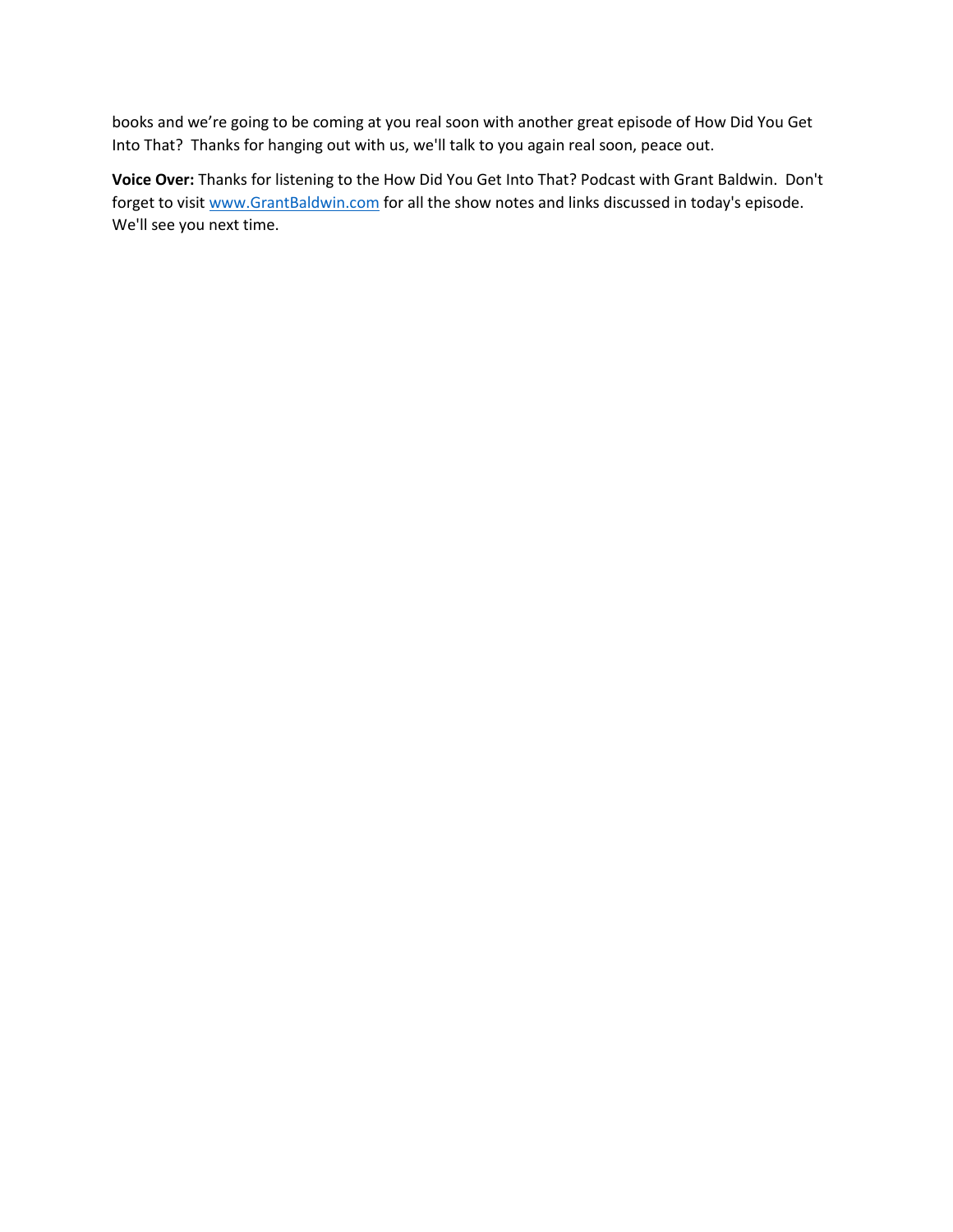books and we’re going to be coming at you real soon with another great episode of How Did You Get Into That? Thanks for hanging out with us, we'll talk to you again real soon, peace out.

**Voice Over:** Thanks for listening to the How Did You Get Into That? Podcast with Grant Baldwin. Don't forget to visit www.GrantBaldwin.com for all the show notes and links discussed in today's episode. We'll see you next time.